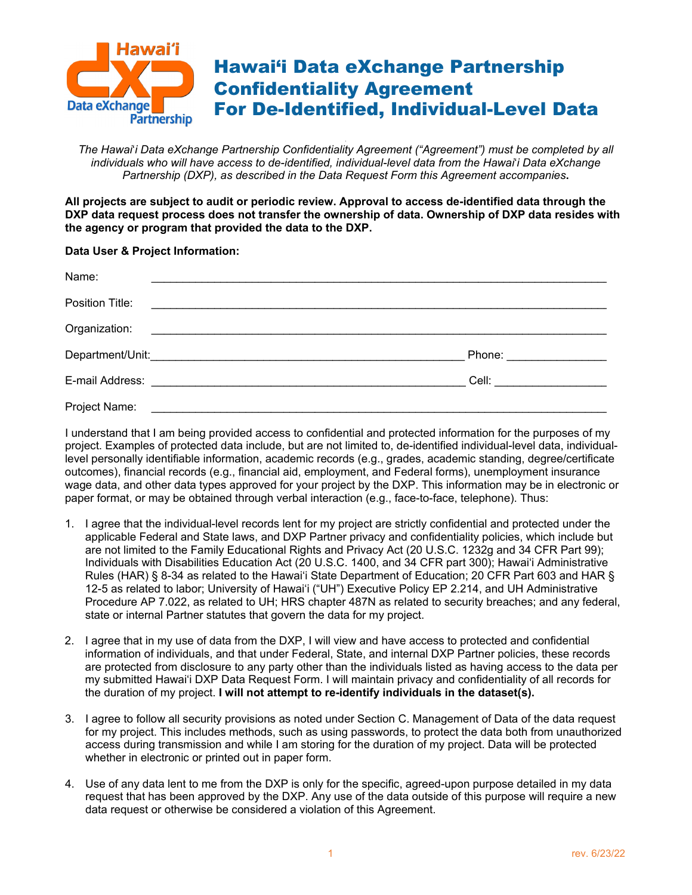# Hawai'i Data eXchange Partnership Confidentiality Agreement For De-Identified, Individual-Level Data

*The Hawai'i Data eXchange Partnership Confidentiality Agreement ("Agreement") must be completed by all individuals who will have access to de-identified, individual-level data from the Hawai'i Data eXchange Partnership (DXP), as described in the Data Request Form this Agreement accompanies*.

**All projects are subject to audit or periodic review. Approval to access de-identified data through the DXP data request process does not transfer the ownership of data. Ownership of DXP data resides with the agency or program that provided the data to the DXP.**

**Data User & Project Information:**

Name: ______________________________________________________________________

Position Title: ______________________________________________________________________

Organization: ______________________________________________________________________

Department/Unit: ______________________________________________ Phone: _______________

E-mail Address: ______________________________________________ Cell: _________________

Project Name: ______________________________________________________________________

I understand that I am being provided access to confidential and protected information for the purposes of my project. Examples of protected data include, but are not limited to, de-identified individual-level data, individual-level personally identifiable information, academic records (e.g., grades, academic standing, degree/certificate outcomes), financial records (e.g., financial aid, employment, and Federal forms), unemployment insurance wage data, and other data types approved for your project by the DXP. This information may be in electronic or paper format, or may be obtained through verbal interaction (e.g., face-to-face, telephone). Thus:

1. I agree that the individual-level records lent for my project are strictly confidential and protected under the applicable Federal and State laws, and DXP Partner privacy and confidentiality policies, which include but are not limited to the Family Educational Rights and Privacy Act (20 U.S.C. 1232g and 34 CFR Part 99); Individuals with Disabilities Education Act (20 U.S.C. 1400, and 34 CFR part 300); Hawai'i Administrative Rules (HAR) § 8-34 as related to the Hawai'i State Department of Education; 20 CFR Part 603 and HAR § 12-5 as related to labor; University of Hawai'i ("UH") Executive Policy EP 2.214, and UH Administrative Procedure AP 7.022, as related to UH; HRS chapter 487N as related to security breaches; and any federal, state or internal Partner statutes that govern the data for my project.

2. I agree that in my use of data from the DXP, I will view and have access to protected and confidential information of individuals, and that under Federal, State, and internal DXP Partner policies, these records are protected from disclosure to any party other than the individuals listed as having access to the data per my submitted Hawai'i DXP Data Request Form. I will maintain privacy and confidentiality of all records for the duration of my project. **I will not attempt to re-identify individuals in the dataset(s).**

3. I agree to follow all security provisions as noted under Section C. Management of Data of the data request for my project. This includes methods, such as using passwords, to protect the data both from unauthorized access during transmission and while I am storing for the duration of my project. Data will be protected whether in electronic or printed out in paper form.

4. Use of any data lent to me from the DXP is only for the specific, agreed-upon purpose detailed in my data request that has been approved by the DXP. Any use of the data outside of this purpose will require a new data request or otherwise be considered a violation of this Agreement.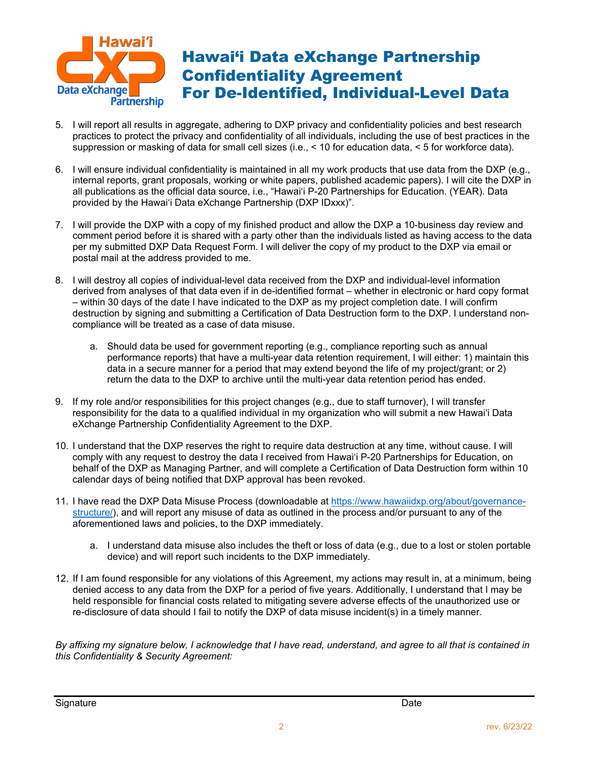# Hawaiʻi Data eXchange Partnership Confidentiality Agreement For De-Identified, Individual-Level Data

5. I will report all results in aggregate, adhering to DXP privacy and confidentiality policies and best research practices to protect the privacy and confidentiality of all individuals, including the use of best practices in the suppression or masking of data for small cell sizes (i.e., < 10 for education data, < 5 for workforce data).

6. I will ensure individual confidentiality is maintained in all my work products that use data from the DXP (e.g., internal reports, grant proposals, working or white papers, published academic papers). I will cite the DXP in all publications as the official data source, i.e., "Hawaiʻi P-20 Partnerships for Education. (YEAR). Data provided by the Hawaiʻi Data eXchange Partnership (DXP IDxxx)".

7. I will provide the DXP with a copy of my finished product and allow the DXP a 10-business day review and comment period before it is shared with a party other than the individuals listed as having access to the data per my submitted DXP Data Request Form. I will deliver the copy of my product to the DXP via email or postal mail at the address provided to me.

8. I will destroy all copies of individual-level data received from the DXP and individual-level information derived from analyses of that data even if in de-identified format – whether in electronic or hard copy format – within 30 days of the date I have indicated to the DXP as my project completion date. I will confirm destruction by signing and submitting a Certification of Data Destruction form to the DXP. I understand non-compliance will be treated as a case of data misuse.

   a. Should data be used for government reporting (e.g., compliance reporting such as annual performance reports) that have a multi-year data retention requirement, I will either: 1) maintain this data in a secure manner for a period that may extend beyond the life of my project/grant; or 2) return the data to the DXP to archive until the multi-year data retention period has ended.

9. If my role and/or responsibilities for this project changes (e.g., due to staff turnover), I will transfer responsibility for the data to a qualified individual in my organization who will submit a new Hawaiʻi Data eXchange Partnership Confidentiality Agreement to the DXP.

10. I understand that the DXP reserves the right to require data destruction at any time, without cause. I will comply with any request to destroy the data I received from Hawaiʻi P-20 Partnerships for Education, on behalf of the DXP as Managing Partner, and will complete a Certification of Data Destruction form within 10 calendar days of being notified that DXP approval has been revoked.

11. I have read the DXP Data Misuse Process (downloadable at https://www.hawaiidxp.org/about/governance-structure/), and will report any misuse of data as outlined in the process and/or pursuant to any of the aforementioned laws and policies, to the DXP immediately.

    a. I understand data misuse also includes the theft or loss of data (e.g., due to a lost or stolen portable device) and will report such incidents to the DXP immediately.

12. If I am found responsible for any violations of this Agreement, my actions may result in, at a minimum, being denied access to any data from the DXP for a period of five years. Additionally, I understand that I may be held responsible for financial costs related to mitigating severe adverse effects of the unauthorized use or re-disclosure of data should I fail to notify the DXP of data misuse incident(s) in a timely manner.

*By affixing my signature below, I acknowledge that I have read, understand, and agree to all that is contained in this Confidentiality & Security Agreement:*

Signature　　　　　　　　　　　　　　　　　　　　　　　　　　　　Date

rev. 6/23/22